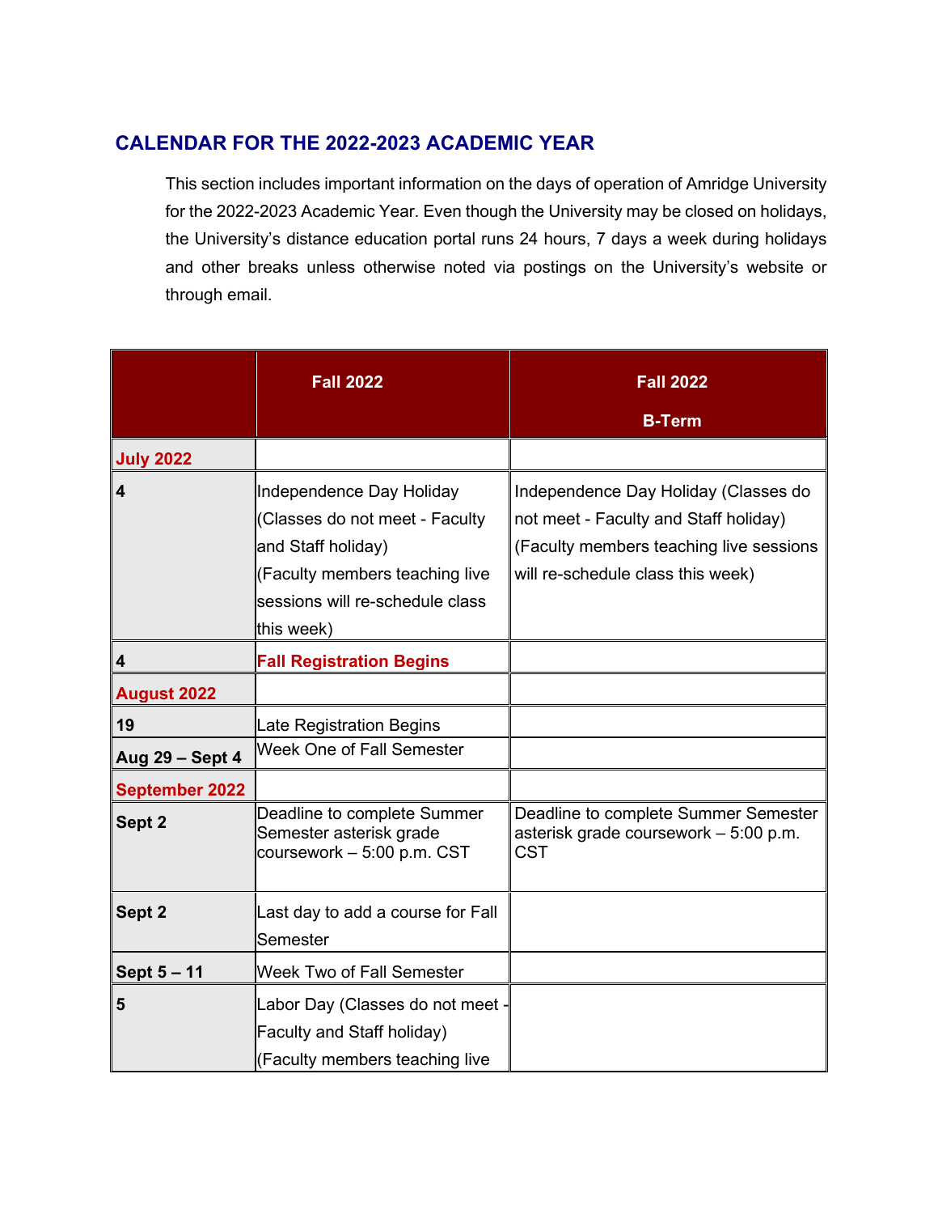## CALENDAR FOR THE 2022-2023 ACADEMIC YEAR

This section includes important information on the days of operation of Amridge University for the 2022-2023 Academic Year. Even though the University may be closed on holidays, the University's distance education portal runs 24 hours, 7 days a week during holidays and other breaks unless otherwise noted via postings on the University's website or through email.

| | Fall 2022 | Fall 2022 B-Term |
|---|---|---|
| **July 2022** | | |
| **4** | Independence Day Holiday (Classes do not meet - Faculty and Staff holiday) (Faculty members teaching live sessions will re-schedule class this week) | Independence Day Holiday (Classes do not meet - Faculty and Staff holiday) (Faculty members teaching live sessions will re-schedule class this week) |
| **4** | **Fall Registration Begins** | |
| **August 2022** | | |
| **19** | Late Registration Begins | |
| **Aug 29 – Sept 4** | Week One of Fall Semester | |
| **September 2022** | | |
| **Sept 2** | Deadline to complete Summer Semester asterisk grade coursework – 5:00 p.m. CST | Deadline to complete Summer Semester asterisk grade coursework – 5:00 p.m. CST |
| **Sept 2** | Last day to add a course for Fall Semester | |
| **Sept 5 – 11** | Week Two of Fall Semester | |
| **5** | Labor Day (Classes do not meet - Faculty and Staff holiday) (Faculty members teaching live | |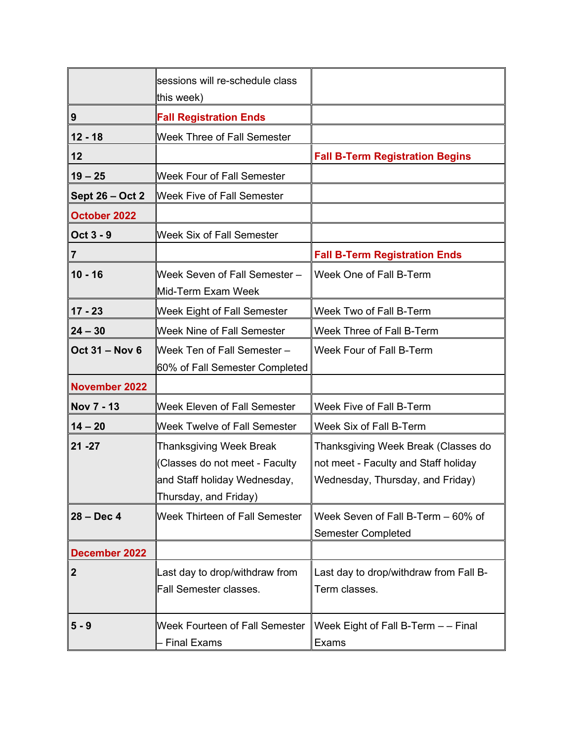| | | |
|---|---|---|
| | sessions will re-schedule class this week) | |
| **9** | **Fall Registration Ends** | |
| **12 - 18** | Week Three of Fall Semester | |
| **12** | | **Fall B-Term Registration Begins** |
| **19 – 25** | Week Four of Fall Semester | |
| **Sept 26 – Oct 2** | Week Five of Fall Semester | |
| **October 2022** | | |
| **Oct 3 - 9** | Week Six of Fall Semester | |
| **7** | | **Fall B-Term Registration Ends** |
| **10 - 16** | Week Seven of Fall Semester – Mid-Term Exam Week | Week One of Fall B-Term |
| **17 - 23** | Week Eight of Fall Semester | Week Two of Fall B-Term |
| **24 – 30** | Week Nine of Fall Semester | Week Three of Fall B-Term |
| **Oct 31 – Nov 6** | Week Ten of Fall Semester – 60% of Fall Semester Completed | Week Four of Fall B-Term |
| **November 2022** | | |
| **Nov 7 - 13** | Week Eleven of Fall Semester | Week Five of Fall B-Term |
| **14 – 20** | Week Twelve of Fall Semester | Week Six of Fall B-Term |
| **21 -27** | Thanksgiving Week Break (Classes do not meet - Faculty and Staff holiday Wednesday, Thursday, and Friday) | Thanksgiving Week Break (Classes do not meet - Faculty and Staff holiday Wednesday, Thursday, and Friday) |
| **28 – Dec 4** | Week Thirteen of Fall Semester | Week Seven of Fall B-Term – 60% of Semester Completed |
| **December 2022** | | |
| **2** | Last day to drop/withdraw from Fall Semester classes. | Last day to drop/withdraw from Fall B-Term classes. |
| **5 - 9** | Week Fourteen of Fall Semester – Final Exams | Week Eight of Fall B-Term – – Final Exams |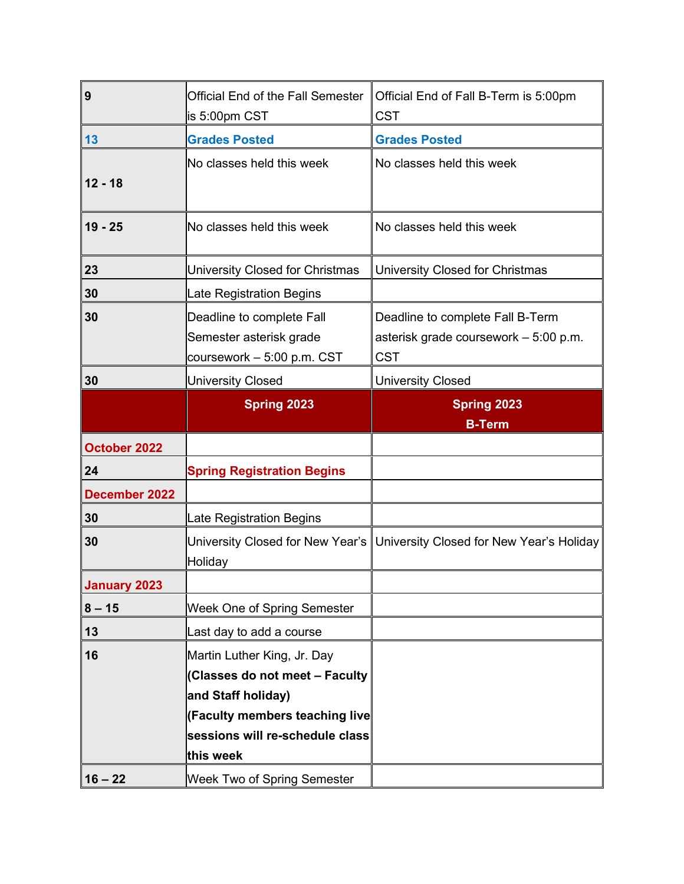| **9** | Official End of the Fall Semester is 5:00pm CST | Official End of Fall B-Term is 5:00pm CST |
|---|---|---|
| **13** | **Grades Posted** | **Grades Posted** |
| **12 - 18** | No classes held this week | No classes held this week |
| **19 - 25** | No classes held this week | No classes held this week |
| **23** | University Closed for Christmas | University Closed for Christmas |
| **30** | Late Registration Begins | |
| **30** | Deadline to complete Fall Semester asterisk grade coursework – 5:00 p.m. CST | Deadline to complete Fall B-Term asterisk grade coursework – 5:00 p.m. CST |
| **30** | University Closed | University Closed |
| | **Spring 2023** | **Spring 2023 B-Term** |
| **October 2022** | | |
| **24** | **Spring Registration Begins** | |
| **December 2022** | | |
| **30** | Late Registration Begins | |
| **30** | University Closed for New Year's Holiday | University Closed for New Year's Holiday |
| **January 2023** | | |
| **8 – 15** | Week One of Spring Semester | |
| **13** | Last day to add a course | |
| **16** | Martin Luther King, Jr. Day **(Classes do not meet – Faculty and Staff holiday) (Faculty members teaching live sessions will re-schedule class this week** | |
| **16 – 22** | Week Two of Spring Semester | |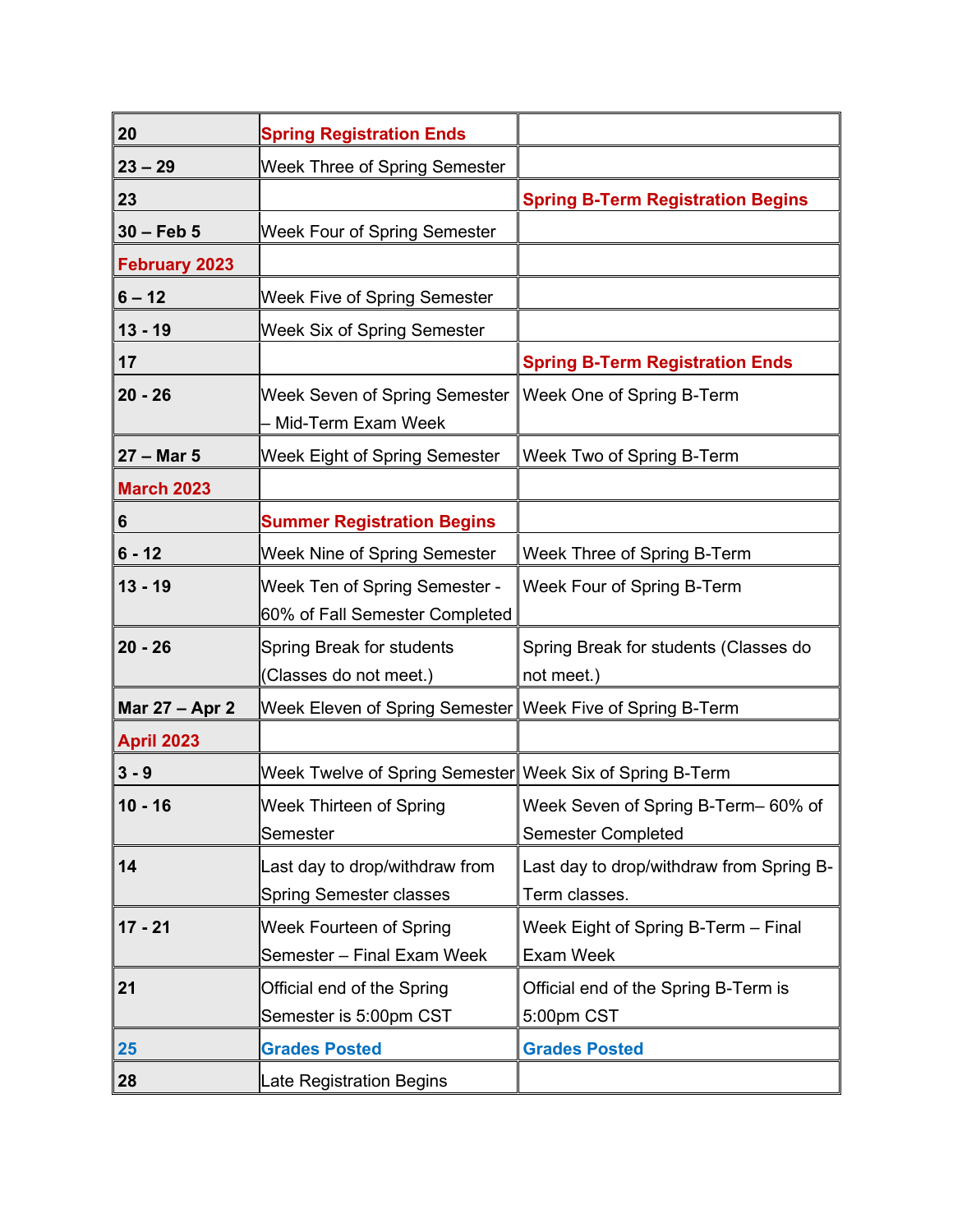| | | |
|---|---|---|
| **20** | **Spring Registration Ends** | |
| **23 – 29** | Week Three of Spring Semester | |
| **23** | | **Spring B-Term Registration Begins** |
| **30 – Feb 5** | Week Four of Spring Semester | |
| **February 2023** | | |
| **6 – 12** | Week Five of Spring Semester | |
| **13 - 19** | Week Six of Spring Semester | |
| **17** | | **Spring B-Term Registration Ends** |
| **20 - 26** | Week Seven of Spring Semester – Mid-Term Exam Week | Week One of Spring B-Term |
| **27 – Mar 5** | Week Eight of Spring Semester | Week Two of Spring B-Term |
| **March 2023** | | |
| **6** | **Summer Registration Begins** | |
| **6 - 12** | Week Nine of Spring Semester | Week Three of Spring B-Term |
| **13 - 19** | Week Ten of Spring Semester - 60% of Fall Semester Completed | Week Four of Spring B-Term |
| **20 - 26** | Spring Break for students (Classes do not meet.) | Spring Break for students (Classes do not meet.) |
| **Mar 27 – Apr 2** | Week Eleven of Spring Semester | Week Five of Spring B-Term |
| **April 2023** | | |
| **3 - 9** | Week Twelve of Spring Semester | Week Six of Spring B-Term |
| **10 - 16** | Week Thirteen of Spring Semester | Week Seven of Spring B-Term– 60% of Semester Completed |
| **14** | Last day to drop/withdraw from Spring Semester classes | Last day to drop/withdraw from Spring B-Term classes. |
| **17 - 21** | Week Fourteen of Spring Semester – Final Exam Week | Week Eight of Spring B-Term – Final Exam Week |
| **21** | Official end of the Spring Semester is 5:00pm CST | Official end of the Spring B-Term is 5:00pm CST |
| **25** | **Grades Posted** | **Grades Posted** |
| **28** | Late Registration Begins | |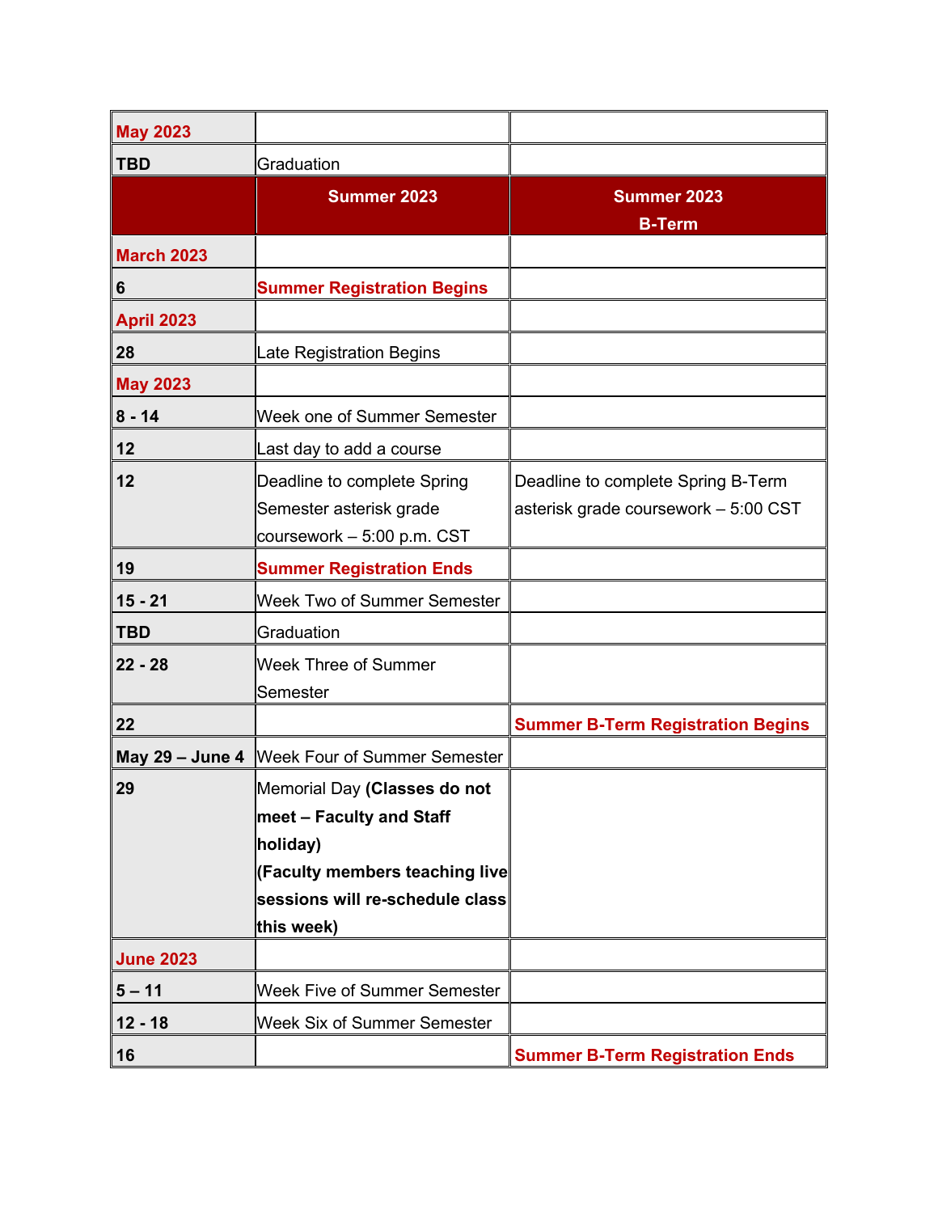| **May 2023** | | |
|---|---|---|
| **TBD** | Graduation | |
| | **Summer 2023** | **Summer 2023 B-Term** |
| **March 2023** | | |
| **6** | **Summer Registration Begins** | |
| **April 2023** | | |
| **28** | Late Registration Begins | |
| **May 2023** | | |
| **8 - 14** | Week one of Summer Semester | |
| **12** | Last day to add a course | |
| **12** | Deadline to complete Spring Semester asterisk grade coursework – 5:00 p.m. CST | Deadline to complete Spring B-Term asterisk grade coursework – 5:00 CST |
| **19** | **Summer Registration Ends** | |
| **15 - 21** | Week Two of Summer Semester | |
| **TBD** | Graduation | |
| **22 - 28** | Week Three of Summer Semester | |
| **22** | | **Summer B-Term Registration Begins** |
| **May 29 – June 4** | Week Four of Summer Semester | |
| **29** | Memorial Day **(Classes do not meet – Faculty and Staff holiday)** **(Faculty members teaching live sessions will re-schedule class this week)** | |
| **June 2023** | | |
| **5 – 11** | Week Five of Summer Semester | |
| **12 - 18** | Week Six of Summer Semester | |
| **16** | | **Summer B-Term Registration Ends** |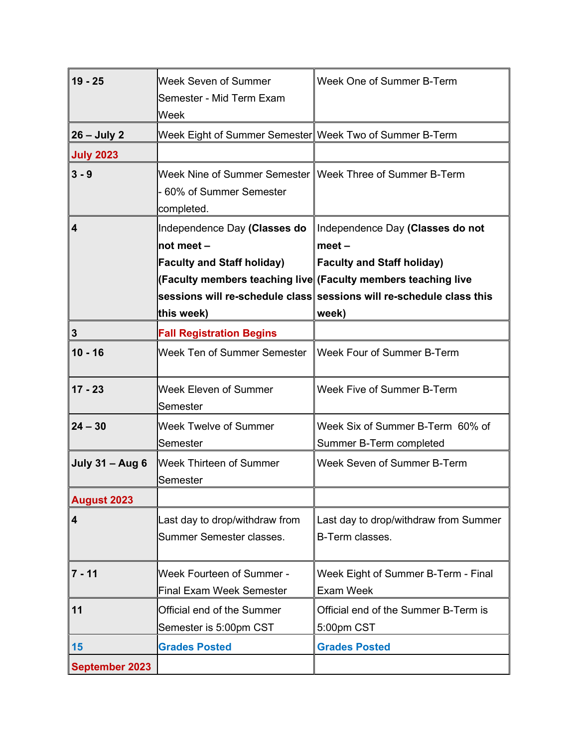| | | |
|---|---|---|
| **19 - 25** | Week Seven of Summer Semester - Mid Term Exam Week | Week One of Summer B-Term |
| **26 – July 2** | Week Eight of Summer Semester | Week Two of Summer B-Term |
| **July 2023** | | |
| **3 - 9** | Week Nine of Summer Semester - 60% of Summer Semester completed. | Week Three of Summer B-Term |
| **4** | Independence Day **(Classes do not meet – Faculty and Staff holiday) (Faculty members teaching live sessions will re-schedule class this week)** | Independence Day **(Classes do not meet – Faculty and Staff holiday) (Faculty members teaching live sessions will re-schedule class this week)** |
| **3** | **Fall Registration Begins** | |
| **10 - 16** | Week Ten of Summer Semester | Week Four of Summer B-Term |
| **17 - 23** | Week Eleven of Summer Semester | Week Five of Summer B-Term |
| **24 – 30** | Week Twelve of Summer Semester | Week Six of Summer B-Term 60% of Summer B-Term completed |
| **July 31 – Aug 6** | Week Thirteen of Summer Semester | Week Seven of Summer B-Term |
| **August 2023** | | |
| **4** | Last day to drop/withdraw from Summer Semester classes. | Last day to drop/withdraw from Summer B-Term classes. |
| **7 - 11** | Week Fourteen of Summer - Final Exam Week Semester | Week Eight of Summer B-Term - Final Exam Week |
| **11** | Official end of the Summer Semester is 5:00pm CST | Official end of the Summer B-Term is 5:00pm CST |
| **15** | **Grades Posted** | **Grades Posted** |
| **September 2023** | | |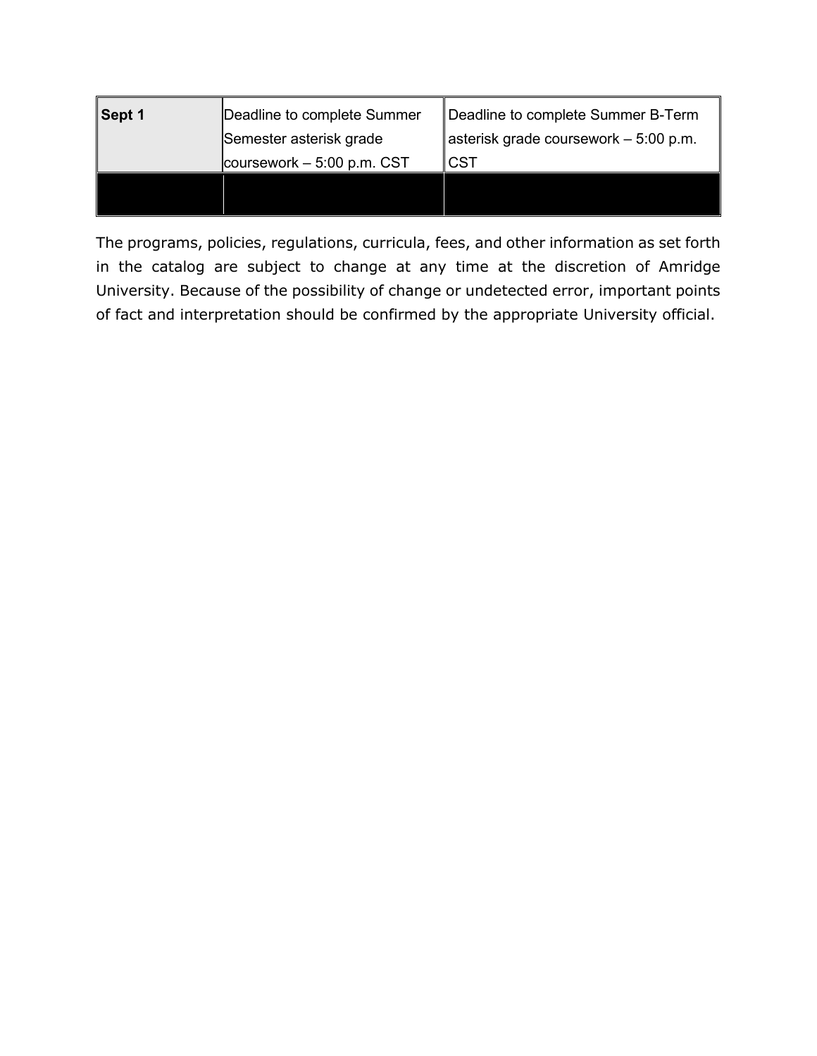| | | |
|---|---|---|
| **Sept 1** | Deadline to complete Summer Semester asterisk grade coursework – 5:00 p.m. CST | Deadline to complete Summer B-Term asterisk grade coursework – 5:00 p.m. CST |
| | | |

The programs, policies, regulations, curricula, fees, and other information as set forth in the catalog are subject to change at any time at the discretion of Amridge University. Because of the possibility of change or undetected error, important points of fact and interpretation should be confirmed by the appropriate University official.